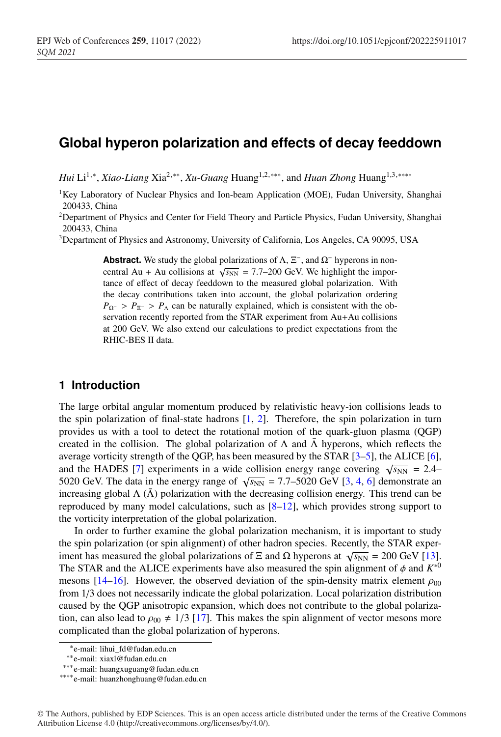# Global hyperon polarization and effects of decay feeddown

*Hui* Li[1,*], *Xiao-Liang* Xia[2,**], *Xu-Guang* Huang[1,2,***], and *Huan Zhong* Huang[1,3,****]

[1]Key Laboratory of Nuclear Physics and Ion-beam Application (MOE), Fudan University, Shanghai 200433, China

[2]Department of Physics and Center for Field Theory and Particle Physics, Fudan University, Shanghai 200433, China

[3]Department of Physics and Astronomy, University of California, Los Angeles, CA 90095, USA

**Abstract.** We study the global polarizations of $\Lambda$, $\Xi^-$, and $\Omega^-$ hyperons in non-central Au + Au collisions at $\sqrt{s_{\rm NN}}$ = 7.7–200 GeV. We highlight the importance of effect of decay feeddown to the measured global polarization. With the decay contributions taken into account, the global polarization ordering $P_{\Omega^-} > P_{\Xi^-} > P_{\Lambda}$ can be naturally explained, which is consistent with the observation recently reported from the STAR experiment from Au+Au collisions at 200 GeV. We also extend our calculations to predict expectations from the RHIC-BES II data.

## 1 Introduction

The large orbital angular momentum produced by relativistic heavy-ion collisions leads to the spin polarization of final-state hadrons [1, 2]. Therefore, the spin polarization in turn provides us with a tool to detect the rotational motion of the quark-gluon plasma (QGP) created in the collision. The global polarization of $\Lambda$ and $\bar{\Lambda}$ hyperons, which reflects the average vorticity strength of the QGP, has been measured by the STAR [3–5], the ALICE [6], and the HADES [7] experiments in a wide collision energy range covering $\sqrt{s_{\rm NN}}$ = 2.4–5020 GeV. The data in the energy range of $\sqrt{s_{\rm NN}}$ = 7.7–5020 GeV [3, 4, 6] demonstrate an increasing global $\Lambda$ ($\bar{\Lambda}$) polarization with the decreasing collision energy. This trend can be reproduced by many model calculations, such as [8–12], which provides strong support to the vorticity interpretation of the global polarization.

In order to further examine the global polarization mechanism, it is important to study the spin polarization (or spin alignment) of other hadron species. Recently, the STAR experiment has measured the global polarizations of $\Xi$ and $\Omega$ hyperons at $\sqrt{s_{\rm NN}}$ = 200 GeV [13]. The STAR and the ALICE experiments have also measured the spin alignment of $\phi$ and $K^{*0}$ mesons [14–16]. However, the observed deviation of the spin-density matrix element $\rho_{00}$ from 1/3 does not necessarily indicate the global polarization. Local polarization distribution caused by the QGP anisotropic expansion, which does not contribute to the global polarization, can also lead to $\rho_{00} \neq 1/3$ [17]. This makes the spin alignment of vector mesons more complicated than the global polarization of hyperons.

*e-mail: lihui_fd@fudan.edu.cn

**e-mail: xiaxl@fudan.edu.cn

***e-mail: huangxuguang@fudan.edu.cn

****e-mail: huanzhonghuang@fudan.edu.cn

© The Authors, published by EDP Sciences. This is an open access article distributed under the terms of the Creative Commons Attribution License 4.0 (http://creativecommons.org/licenses/by/4.0/).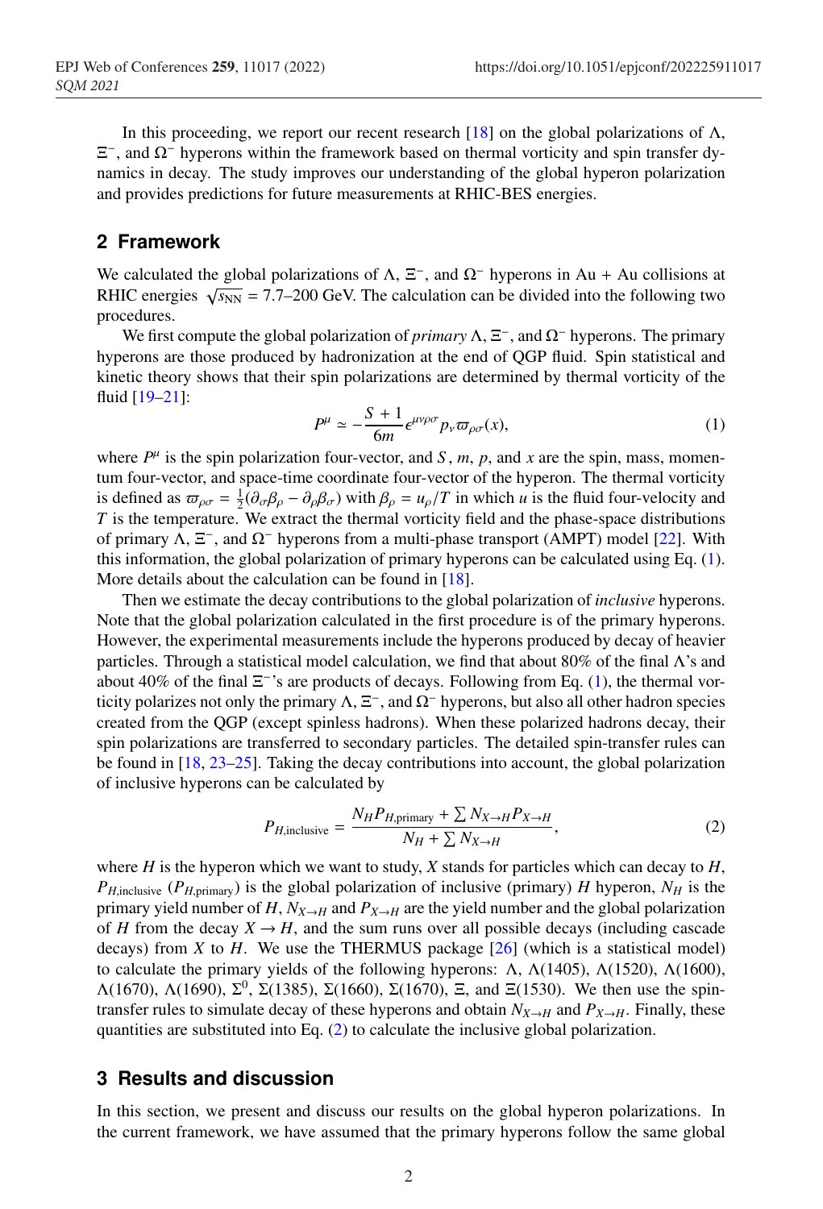In this proceeding, we report our recent research [18] on the global polarizations of $\Lambda$, $\Xi^-$, and $\Omega^-$ hyperons within the framework based on thermal vorticity and spin transfer dynamics in decay. The study improves our understanding of the global hyperon polarization and provides predictions for future measurements at RHIC-BES energies.

## 2 Framework

We calculated the global polarizations of $\Lambda$, $\Xi^-$, and $\Omega^-$ hyperons in Au + Au collisions at RHIC energies $\sqrt{s_{\rm NN}}$ = 7.7–200 GeV. The calculation can be divided into the following two procedures.

We first compute the global polarization of *primary* $\Lambda$, $\Xi^-$, and $\Omega^-$ hyperons. The primary hyperons are those produced by hadronization at the end of QGP fluid. Spin statistical and kinetic theory shows that their spin polarizations are determined by thermal vorticity of the fluid [19–21]:

$$P^\mu \simeq -\frac{S+1}{6m}\epsilon^{\mu\nu\rho\sigma}p_\nu\varpi_{\rho\sigma}(x), \tag{1}$$

where $P^\mu$ is the spin polarization four-vector, and $S$, $m$, $p$, and $x$ are the spin, mass, momentum four-vector, and space-time coordinate four-vector of the hyperon. The thermal vorticity is defined as $\varpi_{\rho\sigma} = \frac{1}{2}(\partial_\sigma\beta_\rho - \partial_\rho\beta_\sigma)$ with $\beta_\rho = u_\rho/T$ in which $u$ is the fluid four-velocity and $T$ is the temperature. We extract the thermal vorticity field and the phase-space distributions of primary $\Lambda$, $\Xi^-$, and $\Omega^-$ hyperons from a multi-phase transport (AMPT) model [22]. With this information, the global polarization of primary hyperons can be calculated using Eq. (1). More details about the calculation can be found in [18].

Then we estimate the decay contributions to the global polarization of *inclusive* hyperons. Note that the global polarization calculated in the first procedure is of the primary hyperons. However, the experimental measurements include the hyperons produced by decay of heavier particles. Through a statistical model calculation, we find that about 80% of the final $\Lambda$'s and about 40% of the final $\Xi^-$'s are products of decays. Following from Eq. (1), the thermal vorticity polarizes not only the primary $\Lambda$, $\Xi^-$, and $\Omega^-$ hyperons, but also all other hadron species created from the QGP (except spinless hadrons). When these polarized hadrons decay, their spin polarizations are transferred to secondary particles. The detailed spin-transfer rules can be found in [18, 23–25]. Taking the decay contributions into account, the global polarization of inclusive hyperons can be calculated by

$$P_{H,\text{inclusive}} = \frac{N_H P_{H,\text{primary}} + \sum N_{X\to H}P_{X\to H}}{N_H + \sum N_{X\to H}}, \tag{2}$$

where $H$ is the hyperon which we want to study, $X$ stands for particles which can decay to $H$, $P_{H,\text{inclusive}}$ ($P_{H,\text{primary}}$) is the global polarization of inclusive (primary) $H$ hyperon, $N_H$ is the primary yield number of $H$, $N_{X\to H}$ and $P_{X\to H}$ are the yield number and the global polarization of $H$ from the decay $X \to H$, and the sum runs over all possible decays (including cascade decays) from $X$ to $H$. We use the THERMUS package [26] (which is a statistical model) to calculate the primary yields of the following hyperons: $\Lambda$, $\Lambda(1405)$, $\Lambda(1520)$, $\Lambda(1600)$, $\Lambda(1670)$, $\Lambda(1690)$, $\Sigma^0$, $\Sigma(1385)$, $\Sigma(1660)$, $\Sigma(1670)$, $\Xi$, and $\Xi(1530)$. We then use the spin-transfer rules to simulate decay of these hyperons and obtain $N_{X\to H}$ and $P_{X\to H}$. Finally, these quantities are substituted into Eq. (2) to calculate the inclusive global polarization.

## 3 Results and discussion

In this section, we present and discuss our results on the global hyperon polarizations. In the current framework, we have assumed that the primary hyperons follow the same global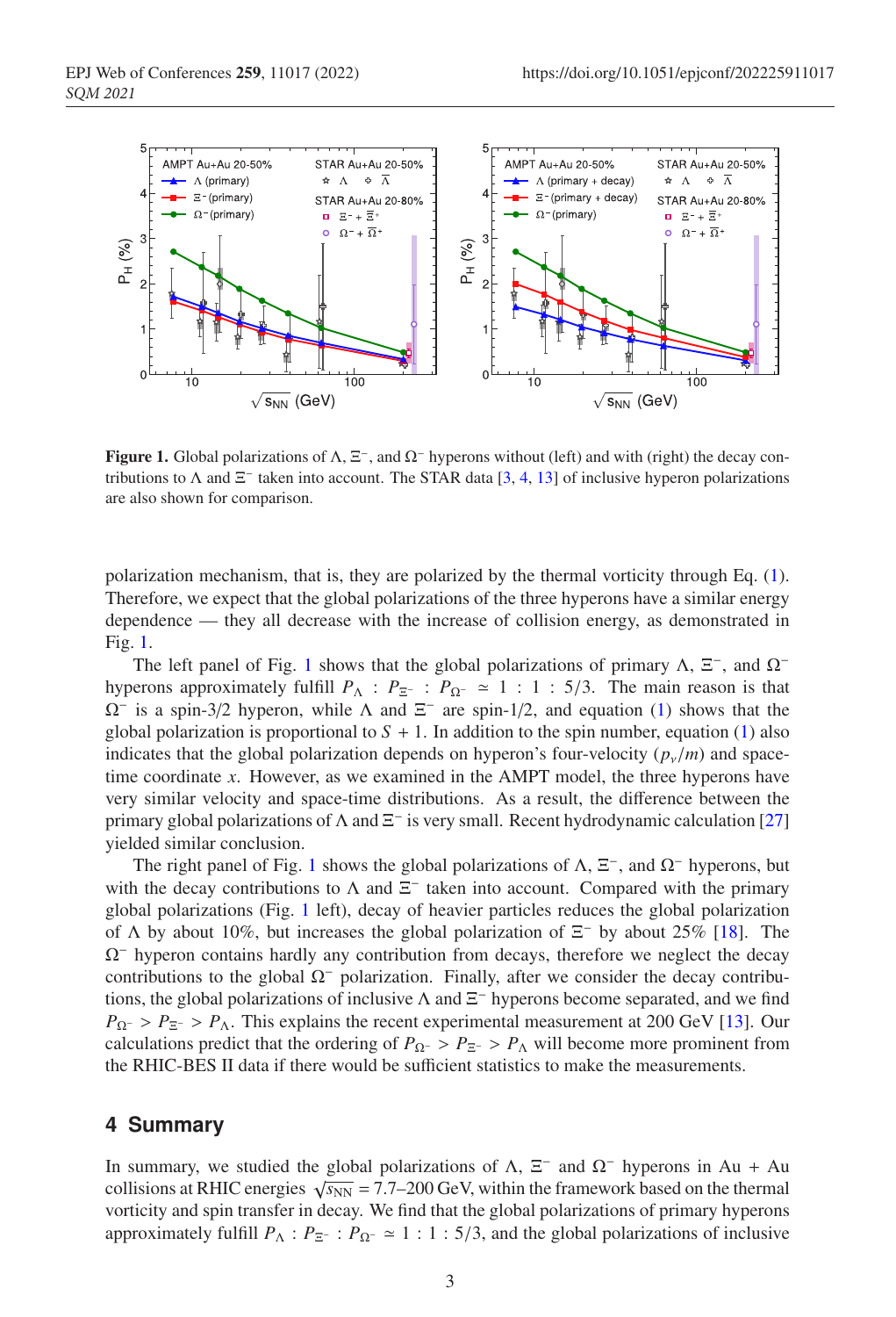**Figure 1.** Global polarizations of Λ, $\Xi^-$, and $\Omega^-$ hyperons without (left) and with (right) the decay contributions to Λ and $\Xi^-$ taken into account. The STAR data [3, 4, 13] of inclusive hyperon polarizations are also shown for comparison.

polarization mechanism, that is, they are polarized by the thermal vorticity through Eq. (1). Therefore, we expect that the global polarizations of the three hyperons have a similar energy dependence — they all decrease with the increase of collision energy, as demonstrated in Fig. 1.

The left panel of Fig. 1 shows that the global polarizations of primary Λ, $\Xi^-$, and $\Omega^-$ hyperons approximately fulfill $P_\Lambda : P_{\Xi^-} : P_{\Omega^-} \simeq 1 : 1 : 5/3$. The main reason is that $\Omega^-$ is a spin-3/2 hyperon, while Λ and $\Xi^-$ are spin-1/2, and equation (1) shows that the global polarization is proportional to $S + 1$. In addition to the spin number, equation (1) also indicates that the global polarization depends on hyperon's four-velocity ($p_\nu/m$) and space-time coordinate $x$. However, as we examined in the AMPT model, the three hyperons have very similar velocity and space-time distributions. As a result, the difference between the primary global polarizations of Λ and $\Xi^-$ is very small. Recent hydrodynamic calculation [27] yielded similar conclusion.

The right panel of Fig. 1 shows the global polarizations of Λ, $\Xi^-$, and $\Omega^-$ hyperons, but with the decay contributions to Λ and $\Xi^-$ taken into account. Compared with the primary global polarizations (Fig. 1 left), decay of heavier particles reduces the global polarization of Λ by about 10%, but increases the global polarization of $\Xi^-$ by about 25% [18]. The $\Omega^-$ hyperon contains hardly any contribution from decays, therefore we neglect the decay contributions to the global $\Omega^-$ polarization. Finally, after we consider the decay contributions, the global polarizations of inclusive Λ and $\Xi^-$ hyperons become separated, and we find $P_{\Omega^-} > P_{\Xi^-} > P_\Lambda$. This explains the recent experimental measurement at 200 GeV [13]. Our calculations predict that the ordering of $P_{\Omega^-} > P_{\Xi^-} > P_\Lambda$ will become more prominent from the RHIC-BES II data if there would be sufficient statistics to make the measurements.

## 4 Summary

In summary, we studied the global polarizations of Λ, $\Xi^-$ and $\Omega^-$ hyperons in Au + Au collisions at RHIC energies $\sqrt{s_{NN}}$ = 7.7–200 GeV, within the framework based on the thermal vorticity and spin transfer in decay. We find that the global polarizations of primary hyperons approximately fulfill $P_\Lambda : P_{\Xi^-} : P_{\Omega^-} \simeq 1 : 1 : 5/3$, and the global polarizations of inclusive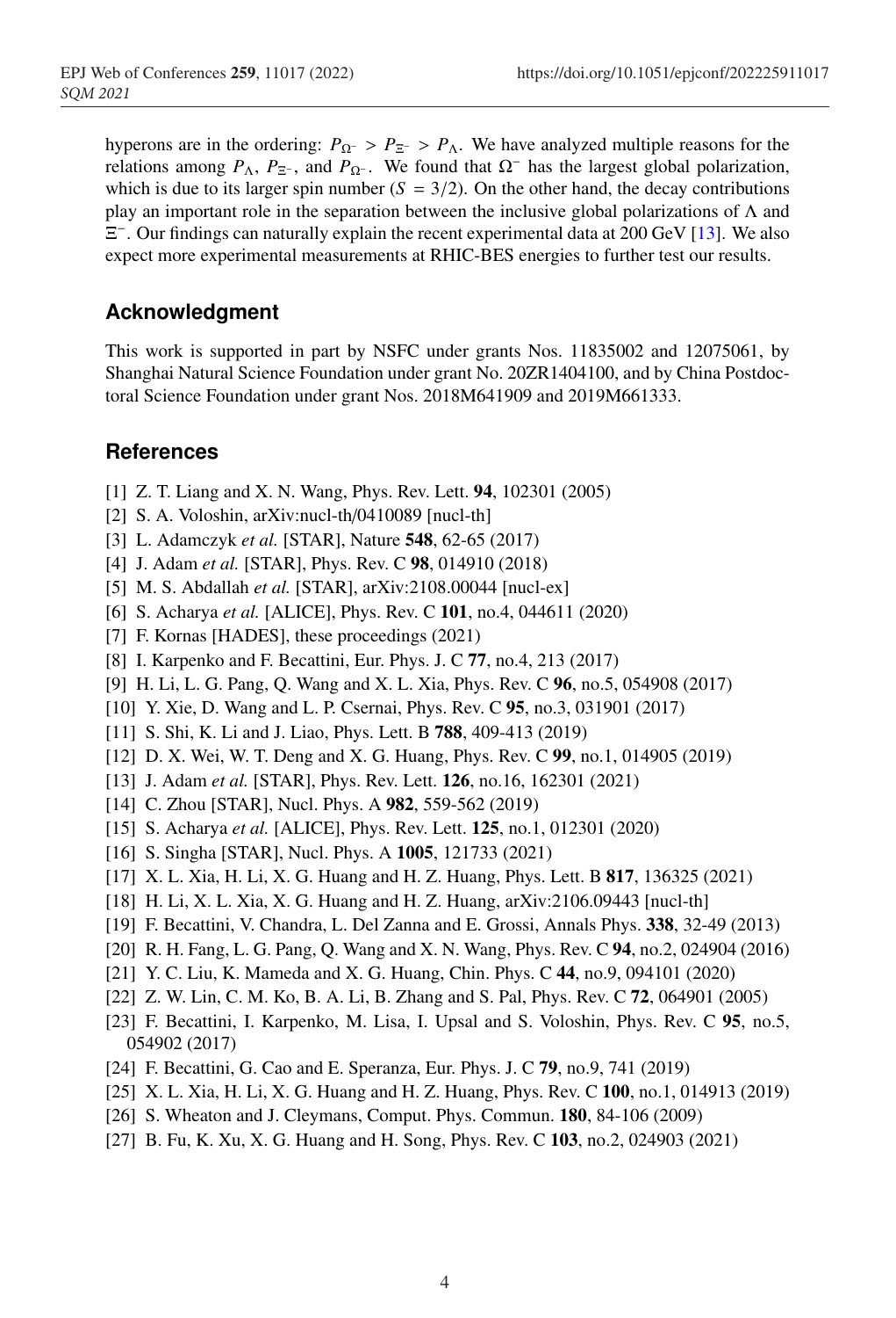hyperons are in the ordering: $P_{\Omega^-} > P_{\Xi^-} > P_{\Lambda}$. We have analyzed multiple reasons for the relations among $P_{\Lambda}$, $P_{\Xi^-}$, and $P_{\Omega^-}$. We found that $\Omega^-$ has the largest global polarization, which is due to its larger spin number ($S = 3/2$). On the other hand, the decay contributions play an important role in the separation between the inclusive global polarizations of $\Lambda$ and $\Xi^-$. Our findings can naturally explain the recent experimental data at 200 GeV [13]. We also expect more experimental measurements at RHIC-BES energies to further test our results.

## Acknowledgment

This work is supported in part by NSFC under grants Nos. 11835002 and 12075061, by Shanghai Natural Science Foundation under grant No. 20ZR1404100, and by China Postdoctoral Science Foundation under grant Nos. 2018M641909 and 2019M661333.

## References

[1] Z. T. Liang and X. N. Wang, Phys. Rev. Lett. **94**, 102301 (2005)

[2] S. A. Voloshin, arXiv:nucl-th/0410089 [nucl-th]

[3] L. Adamczyk *et al.* [STAR], Nature **548**, 62-65 (2017)

[4] J. Adam *et al.* [STAR], Phys. Rev. C **98**, 014910 (2018)

[5] M. S. Abdallah *et al.* [STAR], arXiv:2108.00044 [nucl-ex]

[6] S. Acharya *et al.* [ALICE], Phys. Rev. C **101**, no.4, 044611 (2020)

[7] F. Kornas [HADES], these proceedings (2021)

[8] I. Karpenko and F. Becattini, Eur. Phys. J. C **77**, no.4, 213 (2017)

[9] H. Li, L. G. Pang, Q. Wang and X. L. Xia, Phys. Rev. C **96**, no.5, 054908 (2017)

[10] Y. Xie, D. Wang and L. P. Csernai, Phys. Rev. C **95**, no.3, 031901 (2017)

[11] S. Shi, K. Li and J. Liao, Phys. Lett. B **788**, 409-413 (2019)

[12] D. X. Wei, W. T. Deng and X. G. Huang, Phys. Rev. C **99**, no.1, 014905 (2019)

[13] J. Adam *et al.* [STAR], Phys. Rev. Lett. **126**, no.16, 162301 (2021)

[14] C. Zhou [STAR], Nucl. Phys. A **982**, 559-562 (2019)

[15] S. Acharya *et al.* [ALICE], Phys. Rev. Lett. **125**, no.1, 012301 (2020)

[16] S. Singha [STAR], Nucl. Phys. A **1005**, 121733 (2021)

[17] X. L. Xia, H. Li, X. G. Huang and H. Z. Huang, Phys. Lett. B **817**, 136325 (2021)

[18] H. Li, X. L. Xia, X. G. Huang and H. Z. Huang, arXiv:2106.09443 [nucl-th]

[19] F. Becattini, V. Chandra, L. Del Zanna and E. Grossi, Annals Phys. **338**, 32-49 (2013)

[20] R. H. Fang, L. G. Pang, Q. Wang and X. N. Wang, Phys. Rev. C **94**, no.2, 024904 (2016)

[21] Y. C. Liu, K. Mameda and X. G. Huang, Chin. Phys. C **44**, no.9, 094101 (2020)

[22] Z. W. Lin, C. M. Ko, B. A. Li, B. Zhang and S. Pal, Phys. Rev. C **72**, 064901 (2005)

[23] F. Becattini, I. Karpenko, M. Lisa, I. Upsal and S. Voloshin, Phys. Rev. C **95**, no.5, 054902 (2017)

[24] F. Becattini, G. Cao and E. Speranza, Eur. Phys. J. C **79**, no.9, 741 (2019)

[25] X. L. Xia, H. Li, X. G. Huang and H. Z. Huang, Phys. Rev. C **100**, no.1, 014913 (2019)

[26] S. Wheaton and J. Cleymans, Comput. Phys. Commun. **180**, 84-106 (2009)

[27] B. Fu, K. Xu, X. G. Huang and H. Song, Phys. Rev. C **103**, no.2, 024903 (2021)